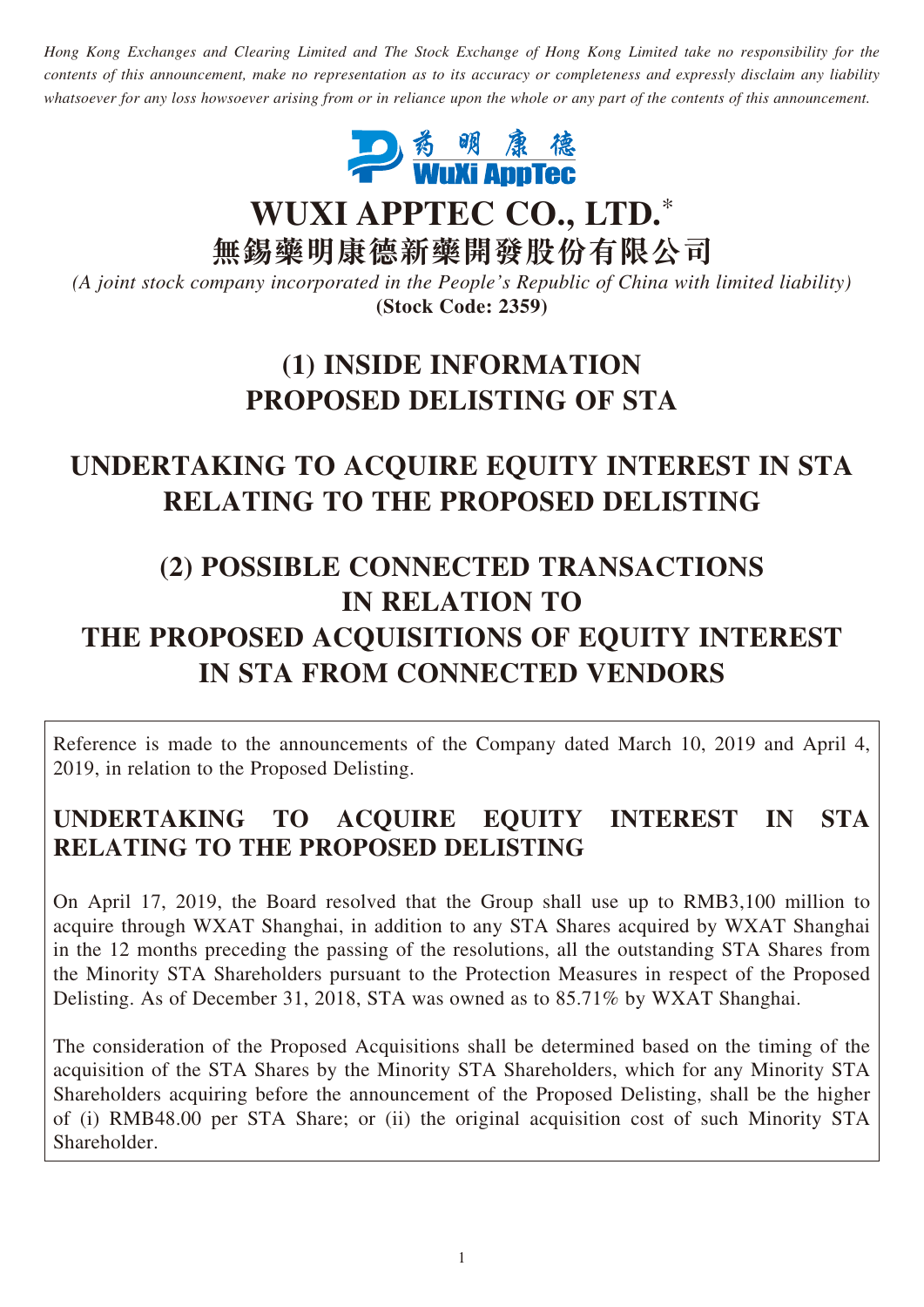*Hong Kong Exchanges and Clearing Limited and The Stock Exchange of Hong Kong Limited take no responsibility for the contents of this announcement, make no representation as to its accuracy or completeness and expressly disclaim any liability whatsoever for any loss howsoever arising from or in reliance upon the whole or any part of the contents of this announcement.*

# WUXI APPTEC CO., LTD.*

# 無錫藥明康德新藥開發股份有限公司

*(A joint stock company incorporated in the People's Republic of China with limited liability)*

**(Stock Code: 2359)**

# (1) INSIDE INFORMATION PROPOSED DELISTING OF STA

# UNDERTAKING TO ACQUIRE EQUITY INTEREST IN STA RELATING TO THE PROPOSED DELISTING

# (2) POSSIBLE CONNECTED TRANSACTIONS IN RELATION TO THE PROPOSED ACQUISITIONS OF EQUITY INTEREST IN STA FROM CONNECTED VENDORS

Reference is made to the announcements of the Company dated March 10, 2019 and April 4, 2019, in relation to the Proposed Delisting.

## UNDERTAKING TO ACQUIRE EQUITY INTEREST IN STA RELATING TO THE PROPOSED DELISTING

On April 17, 2019, the Board resolved that the Group shall use up to RMB3,100 million to acquire through WXAT Shanghai, in addition to any STA Shares acquired by WXAT Shanghai in the 12 months preceding the passing of the resolutions, all the outstanding STA Shares from the Minority STA Shareholders pursuant to the Protection Measures in respect of the Proposed Delisting. As of December 31, 2018, STA was owned as to 85.71% by WXAT Shanghai.

The consideration of the Proposed Acquisitions shall be determined based on the timing of the acquisition of the STA Shares by the Minority STA Shareholders, which for any Minority STA Shareholders acquiring before the announcement of the Proposed Delisting, shall be the higher of (i) RMB48.00 per STA Share; or (ii) the original acquisition cost of such Minority STA Shareholder.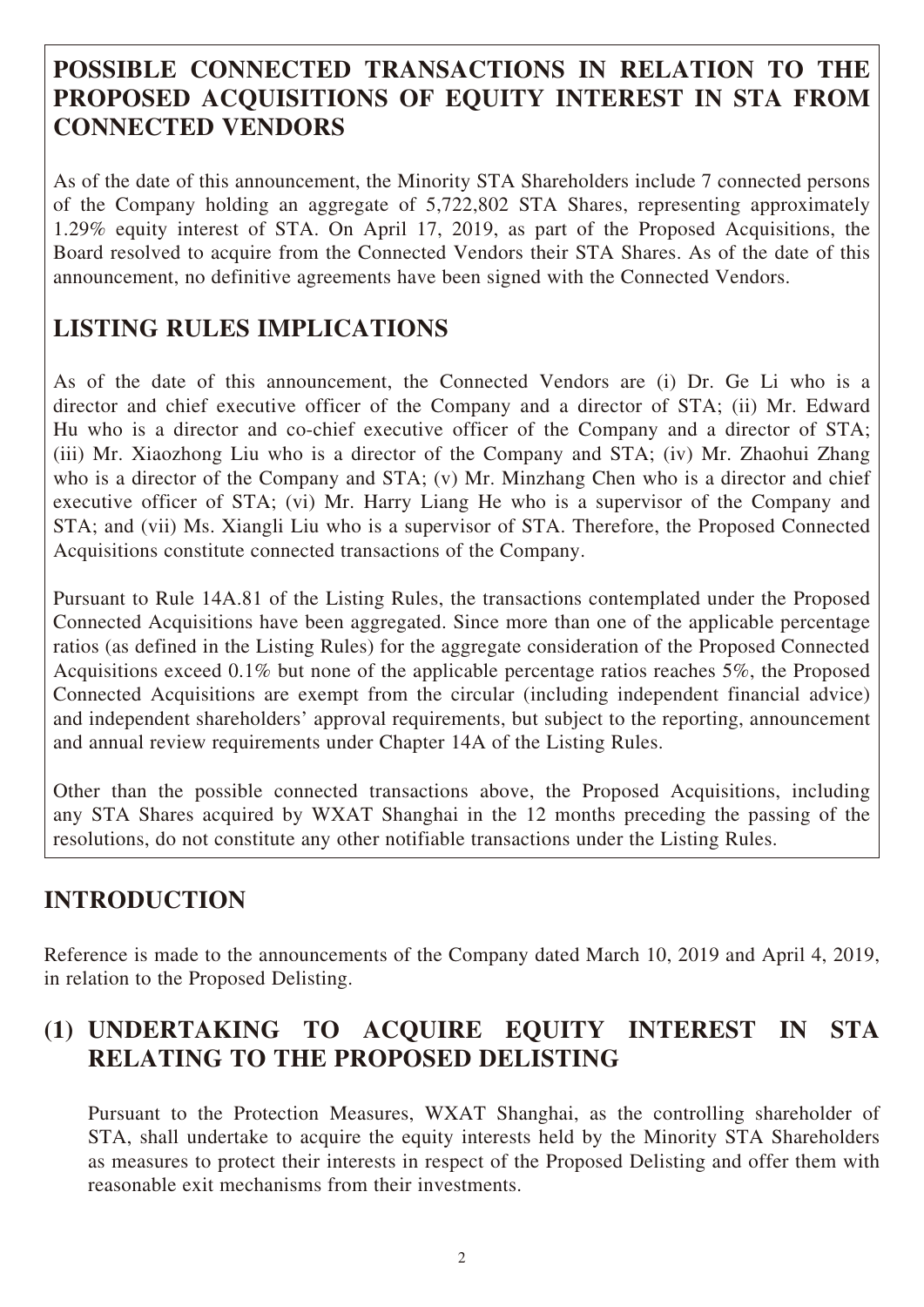## POSSIBLE CONNECTED TRANSACTIONS IN RELATION TO THE PROPOSED ACQUISITIONS OF EQUITY INTEREST IN STA FROM CONNECTED VENDORS

As of the date of this announcement, the Minority STA Shareholders include 7 connected persons of the Company holding an aggregate of 5,722,802 STA Shares, representing approximately 1.29% equity interest of STA. On April 17, 2019, as part of the Proposed Acquisitions, the Board resolved to acquire from the Connected Vendors their STA Shares. As of the date of this announcement, no definitive agreements have been signed with the Connected Vendors.

## LISTING RULES IMPLICATIONS

As of the date of this announcement, the Connected Vendors are (i) Dr. Ge Li who is a director and chief executive officer of the Company and a director of STA; (ii) Mr. Edward Hu who is a director and co-chief executive officer of the Company and a director of STA; (iii) Mr. Xiaozhong Liu who is a director of the Company and STA; (iv) Mr. Zhaohui Zhang who is a director of the Company and STA; (v) Mr. Minzhang Chen who is a director and chief executive officer of STA; (vi) Mr. Harry Liang He who is a supervisor of the Company and STA; and (vii) Ms. Xiangli Liu who is a supervisor of STA. Therefore, the Proposed Connected Acquisitions constitute connected transactions of the Company.

Pursuant to Rule 14A.81 of the Listing Rules, the transactions contemplated under the Proposed Connected Acquisitions have been aggregated. Since more than one of the applicable percentage ratios (as defined in the Listing Rules) for the aggregate consideration of the Proposed Connected Acquisitions exceed 0.1% but none of the applicable percentage ratios reaches 5%, the Proposed Connected Acquisitions are exempt from the circular (including independent financial advice) and independent shareholders' approval requirements, but subject to the reporting, announcement and annual review requirements under Chapter 14A of the Listing Rules.

Other than the possible connected transactions above, the Proposed Acquisitions, including any STA Shares acquired by WXAT Shanghai in the 12 months preceding the passing of the resolutions, do not constitute any other notifiable transactions under the Listing Rules.

## INTRODUCTION

Reference is made to the announcements of the Company dated March 10, 2019 and April 4, 2019, in relation to the Proposed Delisting.

## (1) UNDERTAKING TO ACQUIRE EQUITY INTEREST IN STA RELATING TO THE PROPOSED DELISTING

Pursuant to the Protection Measures, WXAT Shanghai, as the controlling shareholder of STA, shall undertake to acquire the equity interests held by the Minority STA Shareholders as measures to protect their interests in respect of the Proposed Delisting and offer them with reasonable exit mechanisms from their investments.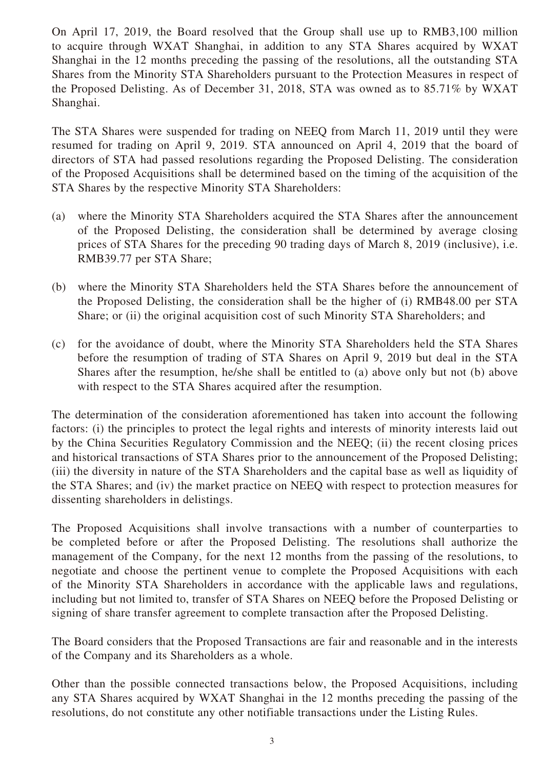On April 17, 2019, the Board resolved that the Group shall use up to RMB3,100 million to acquire through WXAT Shanghai, in addition to any STA Shares acquired by WXAT Shanghai in the 12 months preceding the passing of the resolutions, all the outstanding STA Shares from the Minority STA Shareholders pursuant to the Protection Measures in respect of the Proposed Delisting. As of December 31, 2018, STA was owned as to 85.71% by WXAT Shanghai.

The STA Shares were suspended for trading on NEEQ from March 11, 2019 until they were resumed for trading on April 9, 2019. STA announced on April 4, 2019 that the board of directors of STA had passed resolutions regarding the Proposed Delisting. The consideration of the Proposed Acquisitions shall be determined based on the timing of the acquisition of the STA Shares by the respective Minority STA Shareholders:

(a) where the Minority STA Shareholders acquired the STA Shares after the announcement of the Proposed Delisting, the consideration shall be determined by average closing prices of STA Shares for the preceding 90 trading days of March 8, 2019 (inclusive), i.e. RMB39.77 per STA Share;

(b) where the Minority STA Shareholders held the STA Shares before the announcement of the Proposed Delisting, the consideration shall be the higher of (i) RMB48.00 per STA Share; or (ii) the original acquisition cost of such Minority STA Shareholders; and

(c) for the avoidance of doubt, where the Minority STA Shareholders held the STA Shares before the resumption of trading of STA Shares on April 9, 2019 but deal in the STA Shares after the resumption, he/she shall be entitled to (a) above only but not (b) above with respect to the STA Shares acquired after the resumption.

The determination of the consideration aforementioned has taken into account the following factors: (i) the principles to protect the legal rights and interests of minority interests laid out by the China Securities Regulatory Commission and the NEEQ; (ii) the recent closing prices and historical transactions of STA Shares prior to the announcement of the Proposed Delisting; (iii) the diversity in nature of the STA Shareholders and the capital base as well as liquidity of the STA Shares; and (iv) the market practice on NEEQ with respect to protection measures for dissenting shareholders in delistings.

The Proposed Acquisitions shall involve transactions with a number of counterparties to be completed before or after the Proposed Delisting. The resolutions shall authorize the management of the Company, for the next 12 months from the passing of the resolutions, to negotiate and choose the pertinent venue to complete the Proposed Acquisitions with each of the Minority STA Shareholders in accordance with the applicable laws and regulations, including but not limited to, transfer of STA Shares on NEEQ before the Proposed Delisting or signing of share transfer agreement to complete transaction after the Proposed Delisting.

The Board considers that the Proposed Transactions are fair and reasonable and in the interests of the Company and its Shareholders as a whole.

Other than the possible connected transactions below, the Proposed Acquisitions, including any STA Shares acquired by WXAT Shanghai in the 12 months preceding the passing of the resolutions, do not constitute any other notifiable transactions under the Listing Rules.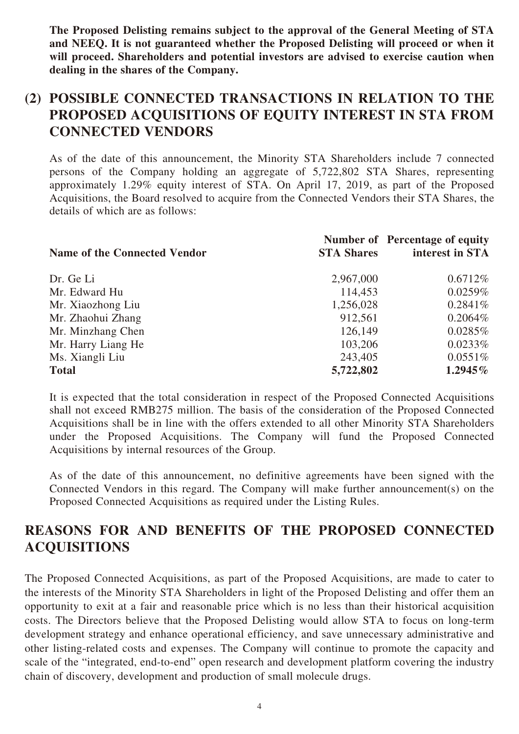**The Proposed Delisting remains subject to the approval of the General Meeting of STA and NEEQ. It is not guaranteed whether the Proposed Delisting will proceed or when it will proceed. Shareholders and potential investors are advised to exercise caution when dealing in the shares of the Company.**

## (2) POSSIBLE CONNECTED TRANSACTIONS IN RELATION TO THE PROPOSED ACQUISITIONS OF EQUITY INTEREST IN STA FROM CONNECTED VENDORS

As of the date of this announcement, the Minority STA Shareholders include 7 connected persons of the Company holding an aggregate of 5,722,802 STA Shares, representing approximately 1.29% equity interest of STA. On April 17, 2019, as part of the Proposed Acquisitions, the Board resolved to acquire from the Connected Vendors their STA Shares, the details of which are as follows:

| Name of the Connected Vendor | Number of STA Shares | Percentage of equity interest in STA |
|---|---|---|
| Dr. Ge Li | 2,967,000 | 0.6712% |
| Mr. Edward Hu | 114,453 | 0.0259% |
| Mr. Xiaozhong Liu | 1,256,028 | 0.2841% |
| Mr. Zhaohui Zhang | 912,561 | 0.2064% |
| Mr. Minzhang Chen | 126,149 | 0.0285% |
| Mr. Harry Liang He | 103,206 | 0.0233% |
| Ms. Xiangli Liu | 243,405 | 0.0551% |
| **Total** | **5,722,802** | **1.2945%** |

It is expected that the total consideration in respect of the Proposed Connected Acquisitions shall not exceed RMB275 million. The basis of the consideration of the Proposed Connected Acquisitions shall be in line with the offers extended to all other Minority STA Shareholders under the Proposed Acquisitions. The Company will fund the Proposed Connected Acquisitions by internal resources of the Group.

As of the date of this announcement, no definitive agreements have been signed with the Connected Vendors in this regard. The Company will make further announcement(s) on the Proposed Connected Acquisitions as required under the Listing Rules.

## REASONS FOR AND BENEFITS OF THE PROPOSED CONNECTED ACQUISITIONS

The Proposed Connected Acquisitions, as part of the Proposed Acquisitions, are made to cater to the interests of the Minority STA Shareholders in light of the Proposed Delisting and offer them an opportunity to exit at a fair and reasonable price which is no less than their historical acquisition costs. The Directors believe that the Proposed Delisting would allow STA to focus on long-term development strategy and enhance operational efficiency, and save unnecessary administrative and other listing-related costs and expenses. The Company will continue to promote the capacity and scale of the "integrated, end-to-end" open research and development platform covering the industry chain of discovery, development and production of small molecule drugs.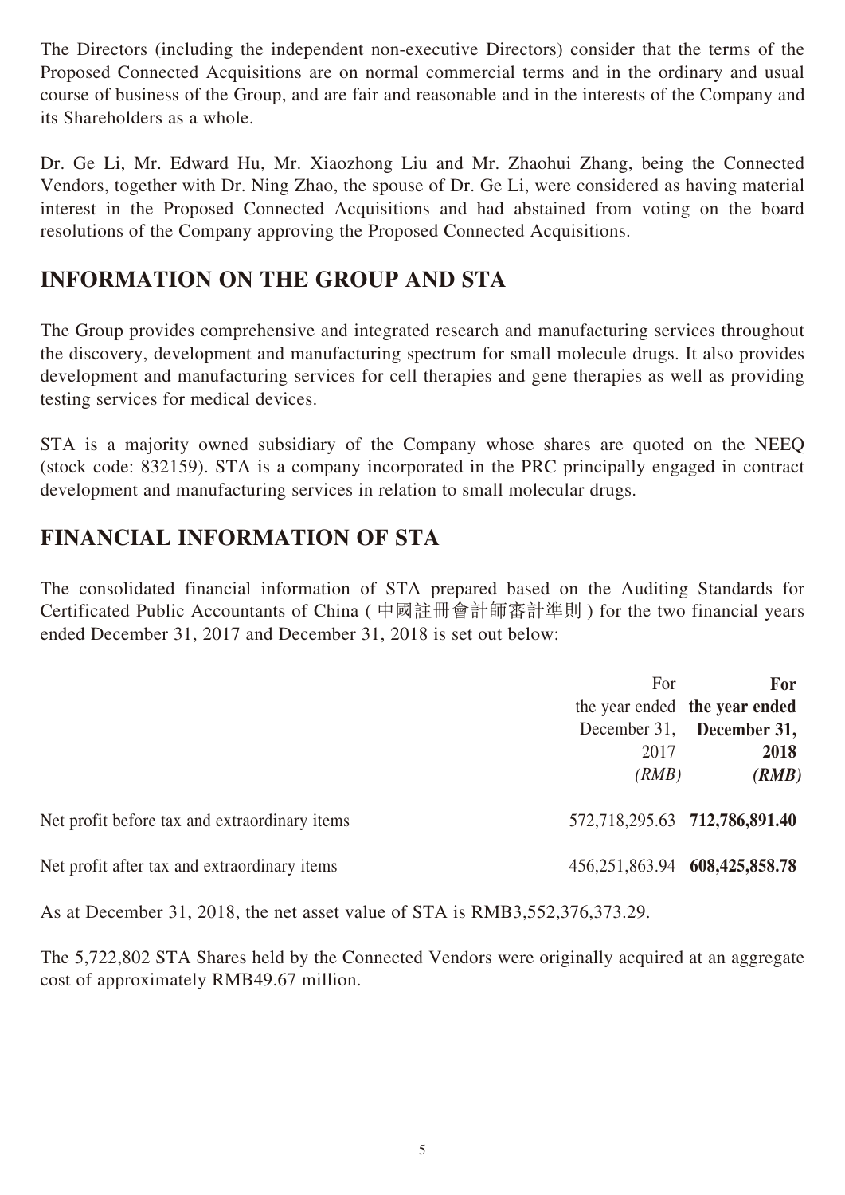The Directors (including the independent non-executive Directors) consider that the terms of the Proposed Connected Acquisitions are on normal commercial terms and in the ordinary and usual course of business of the Group, and are fair and reasonable and in the interests of the Company and its Shareholders as a whole.

Dr. Ge Li, Mr. Edward Hu, Mr. Xiaozhong Liu and Mr. Zhaohui Zhang, being the Connected Vendors, together with Dr. Ning Zhao, the spouse of Dr. Ge Li, were considered as having material interest in the Proposed Connected Acquisitions and had abstained from voting on the board resolutions of the Company approving the Proposed Connected Acquisitions.

## INFORMATION ON THE GROUP AND STA

The Group provides comprehensive and integrated research and manufacturing services throughout the discovery, development and manufacturing spectrum for small molecule drugs. It also provides development and manufacturing services for cell therapies and gene therapies as well as providing testing services for medical devices.

STA is a majority owned subsidiary of the Company whose shares are quoted on the NEEQ (stock code: 832159). STA is a company incorporated in the PRC principally engaged in contract development and manufacturing services in relation to small molecular drugs.

## FINANCIAL INFORMATION OF STA

The consolidated financial information of STA prepared based on the Auditing Standards for Certificated Public Accountants of China (中國註冊會計師審計準則) for the two financial years ended December 31, 2017 and December 31, 2018 is set out below:

| | For the year ended December 31, 2017 *(RMB)* | **For the year ended December 31, 2018** ***(RMB)*** |
|---|---|---|
| Net profit before tax and extraordinary items | 572,718,295.63 | **712,786,891.40** |
| Net profit after tax and extraordinary items | 456,251,863.94 | **608,425,858.78** |

As at December 31, 2018, the net asset value of STA is RMB3,552,376,373.29.

The 5,722,802 STA Shares held by the Connected Vendors were originally acquired at an aggregate cost of approximately RMB49.67 million.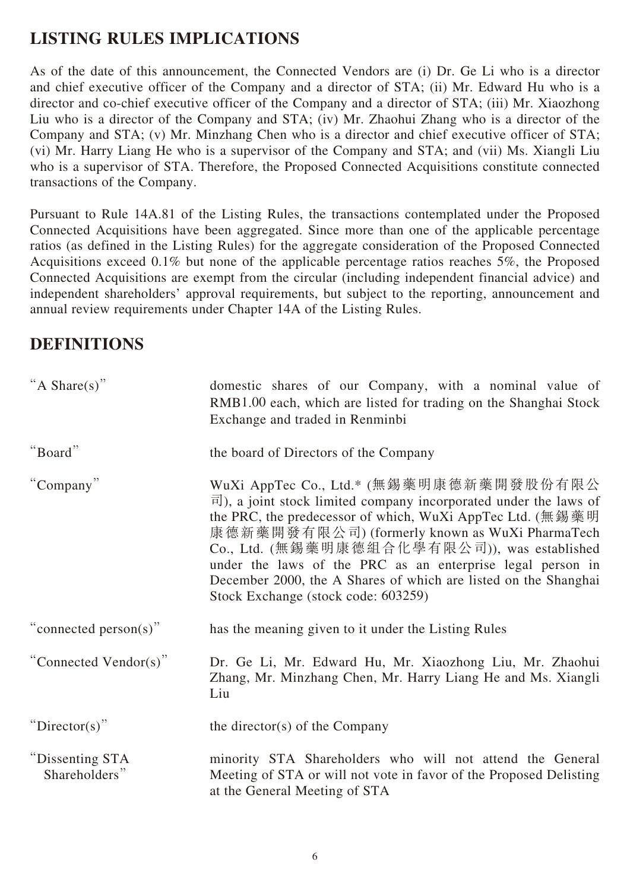## LISTING RULES IMPLICATIONS

As of the date of this announcement, the Connected Vendors are (i) Dr. Ge Li who is a director and chief executive officer of the Company and a director of STA; (ii) Mr. Edward Hu who is a director and co-chief executive officer of the Company and a director of STA; (iii) Mr. Xiaozhong Liu who is a director of the Company and STA; (iv) Mr. Zhaohui Zhang who is a director of the Company and STA; (v) Mr. Minzhang Chen who is a director and chief executive officer of STA; (vi) Mr. Harry Liang He who is a supervisor of the Company and STA; and (vii) Ms. Xiangli Liu who is a supervisor of STA. Therefore, the Proposed Connected Acquisitions constitute connected transactions of the Company.

Pursuant to Rule 14A.81 of the Listing Rules, the transactions contemplated under the Proposed Connected Acquisitions have been aggregated. Since more than one of the applicable percentage ratios (as defined in the Listing Rules) for the aggregate consideration of the Proposed Connected Acquisitions exceed 0.1% but none of the applicable percentage ratios reaches 5%, the Proposed Connected Acquisitions are exempt from the circular (including independent financial advice) and independent shareholders' approval requirements, but subject to the reporting, announcement and annual review requirements under Chapter 14A of the Listing Rules.

## DEFINITIONS

| | |
|---|---|
| "A Share(s)" | domestic shares of our Company, with a nominal value of RMB1.00 each, which are listed for trading on the Shanghai Stock Exchange and traded in Renminbi |
| "Board" | the board of Directors of the Company |
| "Company" | WuXi AppTec Co., Ltd.* (無錫藥明康德新藥開發股份有限公司), a joint stock limited company incorporated under the laws of the PRC, the predecessor of which, WuXi AppTec Ltd. (無錫藥明康德新藥開發有限公司) (formerly known as WuXi PharmaTech Co., Ltd. (無錫藥明康德組合化學有限公司)), was established under the laws of the PRC as an enterprise legal person in December 2000, the A Shares of which are listed on the Shanghai Stock Exchange (stock code: 603259) |
| "connected person(s)" | has the meaning given to it under the Listing Rules |
| "Connected Vendor(s)" | Dr. Ge Li, Mr. Edward Hu, Mr. Xiaozhong Liu, Mr. Zhaohui Zhang, Mr. Minzhang Chen, Mr. Harry Liang He and Ms. Xiangli Liu |
| "Director(s)" | the director(s) of the Company |
| "Dissenting STA Shareholders" | minority STA Shareholders who will not attend the General Meeting of STA or will not vote in favor of the Proposed Delisting at the General Meeting of STA |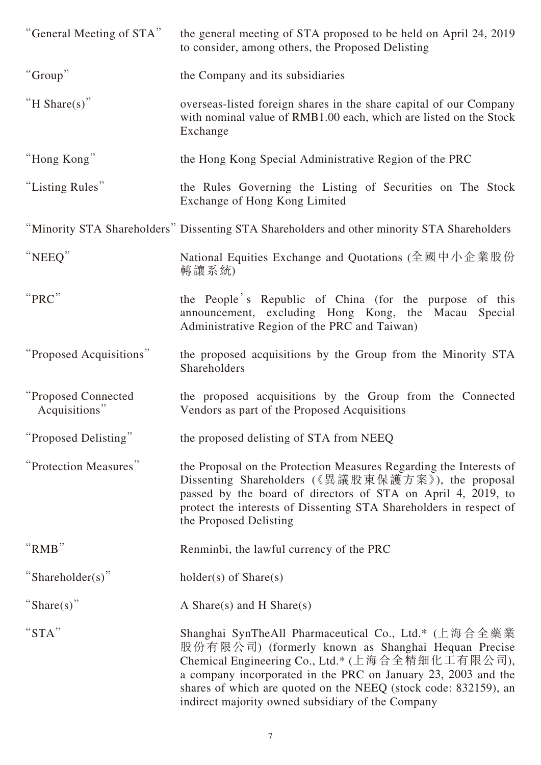| | |
|---|---|
| "General Meeting of STA" | the general meeting of STA proposed to be held on April 24, 2019 to consider, among others, the Proposed Delisting |
| "Group" | the Company and its subsidiaries |
| "H Share(s)" | overseas-listed foreign shares in the share capital of our Company with nominal value of RMB1.00 each, which are listed on the Stock Exchange |
| "Hong Kong" | the Hong Kong Special Administrative Region of the PRC |
| "Listing Rules" | the Rules Governing the Listing of Securities on The Stock Exchange of Hong Kong Limited |
| "Minority STA Shareholders" | Dissenting STA Shareholders and other minority STA Shareholders |
| "NEEQ" | National Equities Exchange and Quotations (全國中小企業股份轉讓系統) |
| "PRC" | the People's Republic of China (for the purpose of this announcement, excluding Hong Kong, the Macau Special Administrative Region of the PRC and Taiwan) |
| "Proposed Acquisitions" | the proposed acquisitions by the Group from the Minority STA Shareholders |
| "Proposed Connected Acquisitions" | the proposed acquisitions by the Group from the Connected Vendors as part of the Proposed Acquisitions |
| "Proposed Delisting" | the proposed delisting of STA from NEEQ |
| "Protection Measures" | the Proposal on the Protection Measures Regarding the Interests of Dissenting Shareholders (《異議股東保護方案》), the proposal passed by the board of directors of STA on April 4, 2019, to protect the interests of Dissenting STA Shareholders in respect of the Proposed Delisting |
| "RMB" | Renminbi, the lawful currency of the PRC |
| "Shareholder(s)" | holder(s) of Share(s) |
| "Share(s)" | A Share(s) and H Share(s) |
| "STA" | Shanghai SynTheAll Pharmaceutical Co., Ltd.* (上海合全藥業股份有限公司) (formerly known as Shanghai Hequan Precise Chemical Engineering Co., Ltd.* (上海合全精細化工有限公司), a company incorporated in the PRC on January 23, 2003 and the shares of which are quoted on the NEEQ (stock code: 832159), an indirect majority owned subsidiary of the Company |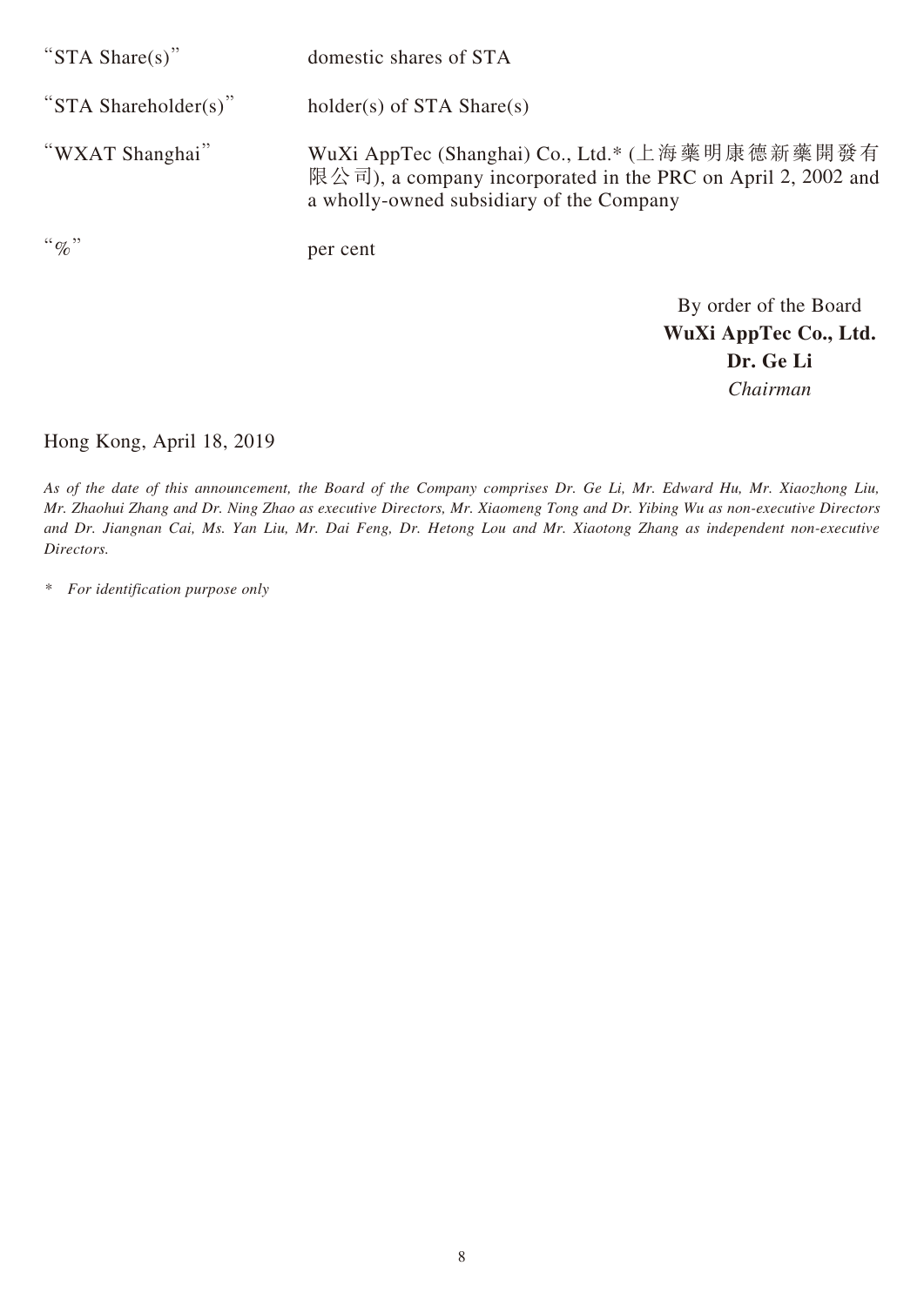| | |
|---|---|
| "STA Share(s)" | domestic shares of STA |
| "STA Shareholder(s)" | holder(s) of STA Share(s) |
| "WXAT Shanghai" | WuXi AppTec (Shanghai) Co., Ltd.* (上海藥明康德新藥開發有限公司), a company incorporated in the PRC on April 2, 2002 and a wholly-owned subsidiary of the Company |
| "%" | per cent |

By order of the Board
**WuXi AppTec Co., Ltd.**
**Dr. Ge Li**
*Chairman*

Hong Kong, April 18, 2019

*As of the date of this announcement, the Board of the Company comprises Dr. Ge Li, Mr. Edward Hu, Mr. Xiaozhong Liu, Mr. Zhaohui Zhang and Dr. Ning Zhao as executive Directors, Mr. Xiaomeng Tong and Dr. Yibing Wu as non-executive Directors and Dr. Jiangnan Cai, Ms. Yan Liu, Mr. Dai Feng, Dr. Hetong Lou and Mr. Xiaotong Zhang as independent non-executive Directors.*

\* *For identification purpose only*